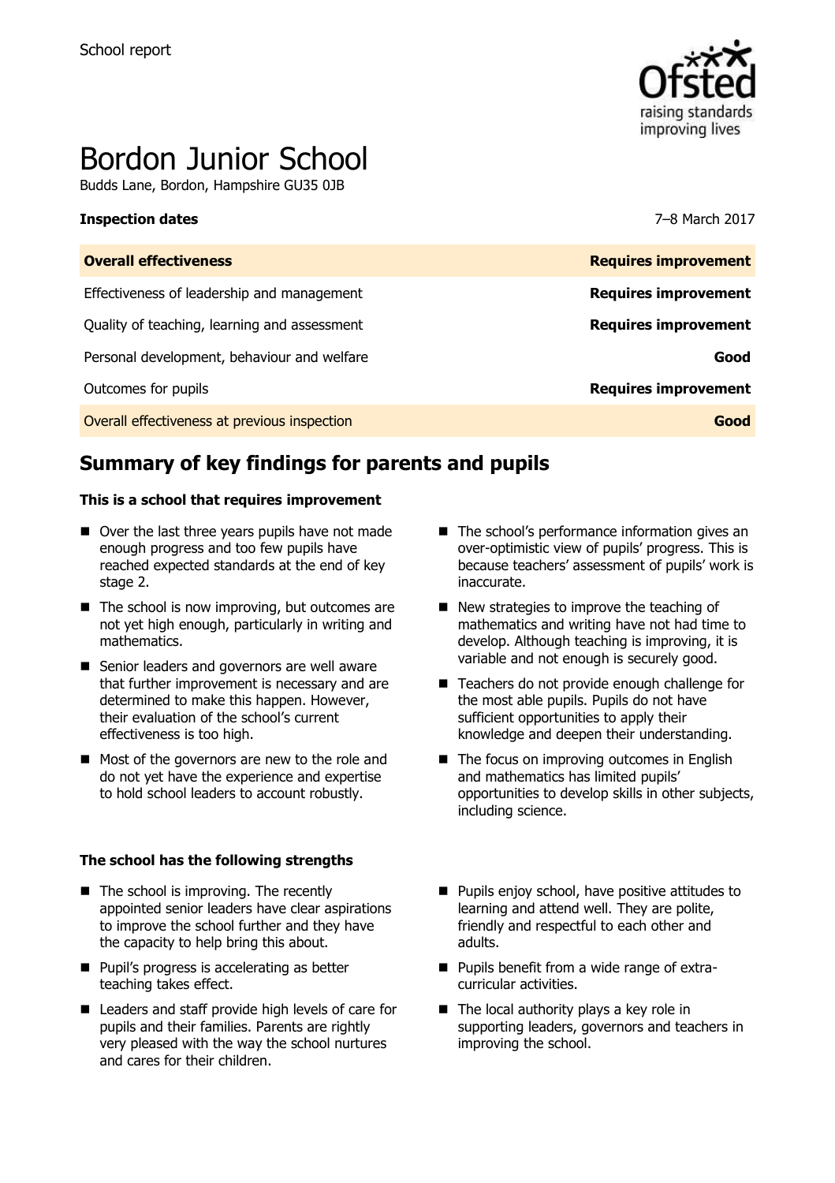School report

# Bordon Junior School

Budds Lane, Bordon, Hampshire GU35 0JB

| **Inspection dates** | 7–8 March 2017 |
|---|---|
| **Overall effectiveness** | **Requires improvement** |
| Effectiveness of leadership and management | **Requires improvement** |
| Quality of teaching, learning and assessment | **Requires improvement** |
| Personal development, behaviour and welfare | **Good** |
| Outcomes for pupils | **Requires improvement** |
| Overall effectiveness at previous inspection | **Good** |

## Summary of key findings for parents and pupils

**This is a school that requires improvement**

- Over the last three years pupils have not made enough progress and too few pupils have reached expected standards at the end of key stage 2.
- The school is now improving, but outcomes are not yet high enough, particularly in writing and mathematics.
- Senior leaders and governors are well aware that further improvement is necessary and are determined to make this happen. However, their evaluation of the school's current effectiveness is too high.
- Most of the governors are new to the role and do not yet have the experience and expertise to hold school leaders to account robustly.
- The school's performance information gives an over-optimistic view of pupils' progress. This is because teachers' assessment of pupils' work is inaccurate.
- New strategies to improve the teaching of mathematics and writing have not had time to develop. Although teaching is improving, it is variable and not enough is securely good.
- Teachers do not provide enough challenge for the most able pupils. Pupils do not have sufficient opportunities to apply their knowledge and deepen their understanding.
- The focus on improving outcomes in English and mathematics has limited pupils' opportunities to develop skills in other subjects, including science.

**The school has the following strengths**

- The school is improving. The recently appointed senior leaders have clear aspirations to improve the school further and they have the capacity to help bring this about.
- Pupil's progress is accelerating as better teaching takes effect.
- Leaders and staff provide high levels of care for pupils and their families. Parents are rightly very pleased with the way the school nurtures and cares for their children.
- Pupils enjoy school, have positive attitudes to learning and attend well. They are polite, friendly and respectful to each other and adults.
- Pupils benefit from a wide range of extra-curricular activities.
- The local authority plays a key role in supporting leaders, governors and teachers in improving the school.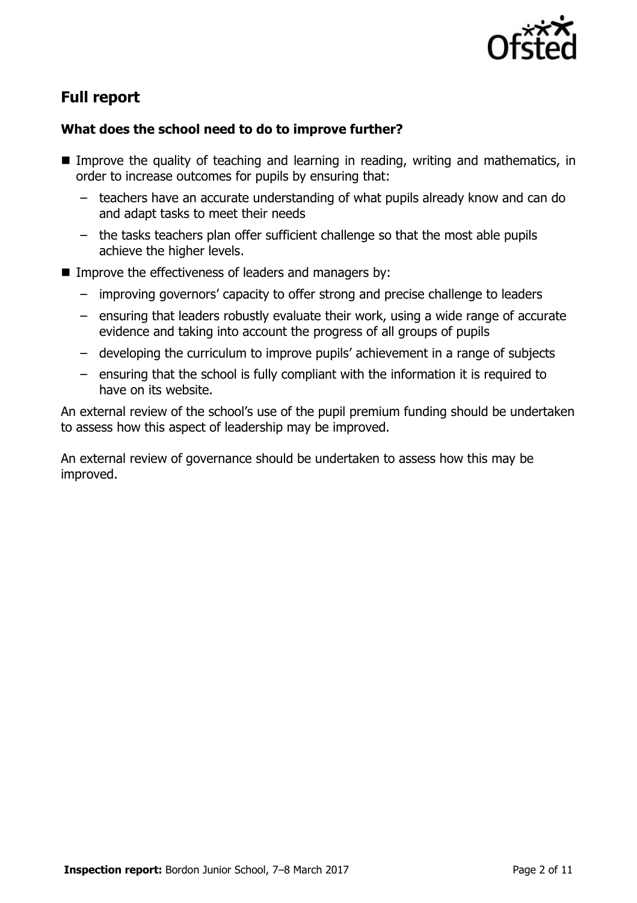## Full report

### What does the school need to do to improve further?

- Improve the quality of teaching and learning in reading, writing and mathematics, in order to increase outcomes for pupils by ensuring that:
  - teachers have an accurate understanding of what pupils already know and can do and adapt tasks to meet their needs
  - the tasks teachers plan offer sufficient challenge so that the most able pupils achieve the higher levels.
- Improve the effectiveness of leaders and managers by:
  - improving governors' capacity to offer strong and precise challenge to leaders
  - ensuring that leaders robustly evaluate their work, using a wide range of accurate evidence and taking into account the progress of all groups of pupils
  - developing the curriculum to improve pupils' achievement in a range of subjects
  - ensuring that the school is fully compliant with the information it is required to have on its website.

An external review of the school's use of the pupil premium funding should be undertaken to assess how this aspect of leadership may be improved.

An external review of governance should be undertaken to assess how this may be improved.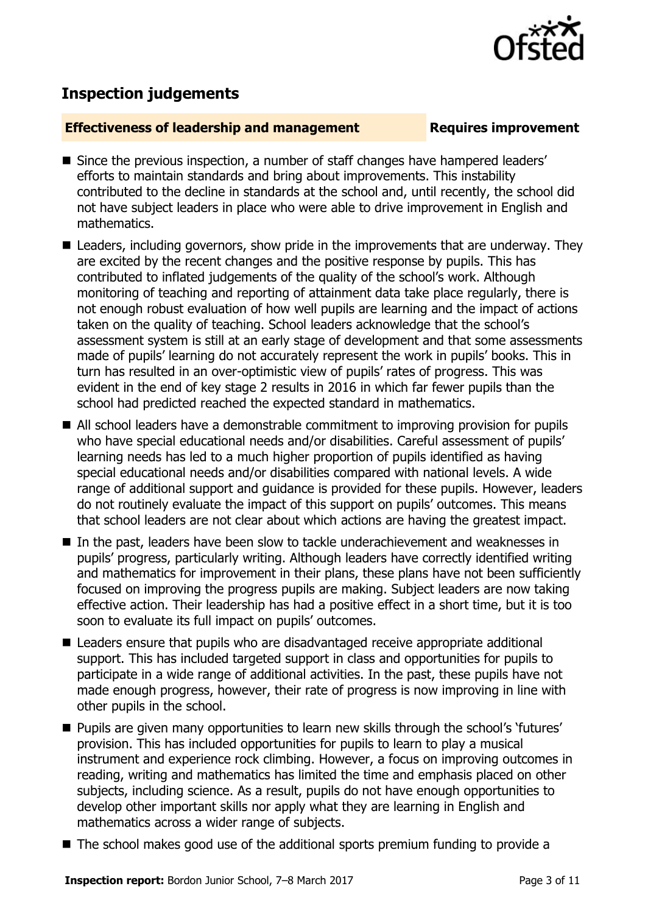## Inspection judgements

**Effectiveness of leadership and management** **Requires improvement**

- Since the previous inspection, a number of staff changes have hampered leaders' efforts to maintain standards and bring about improvements. This instability contributed to the decline in standards at the school and, until recently, the school did not have subject leaders in place who were able to drive improvement in English and mathematics.
- Leaders, including governors, show pride in the improvements that are underway. They are excited by the recent changes and the positive response by pupils. This has contributed to inflated judgements of the quality of the school's work. Although monitoring of teaching and reporting of attainment data take place regularly, there is not enough robust evaluation of how well pupils are learning and the impact of actions taken on the quality of teaching. School leaders acknowledge that the school's assessment system is still at an early stage of development and that some assessments made of pupils' learning do not accurately represent the work in pupils' books. This in turn has resulted in an over-optimistic view of pupils' rates of progress. This was evident in the end of key stage 2 results in 2016 in which far fewer pupils than the school had predicted reached the expected standard in mathematics.
- All school leaders have a demonstrable commitment to improving provision for pupils who have special educational needs and/or disabilities. Careful assessment of pupils' learning needs has led to a much higher proportion of pupils identified as having special educational needs and/or disabilities compared with national levels. A wide range of additional support and guidance is provided for these pupils. However, leaders do not routinely evaluate the impact of this support on pupils' outcomes. This means that school leaders are not clear about which actions are having the greatest impact.
- In the past, leaders have been slow to tackle underachievement and weaknesses in pupils' progress, particularly writing. Although leaders have correctly identified writing and mathematics for improvement in their plans, these plans have not been sufficiently focused on improving the progress pupils are making. Subject leaders are now taking effective action. Their leadership has had a positive effect in a short time, but it is too soon to evaluate its full impact on pupils' outcomes.
- Leaders ensure that pupils who are disadvantaged receive appropriate additional support. This has included targeted support in class and opportunities for pupils to participate in a wide range of additional activities. In the past, these pupils have not made enough progress, however, their rate of progress is now improving in line with other pupils in the school.
- Pupils are given many opportunities to learn new skills through the school's 'futures' provision. This has included opportunities for pupils to learn to play a musical instrument and experience rock climbing. However, a focus on improving outcomes in reading, writing and mathematics has limited the time and emphasis placed on other subjects, including science. As a result, pupils do not have enough opportunities to develop other important skills nor apply what they are learning in English and mathematics across a wider range of subjects.
- The school makes good use of the additional sports premium funding to provide a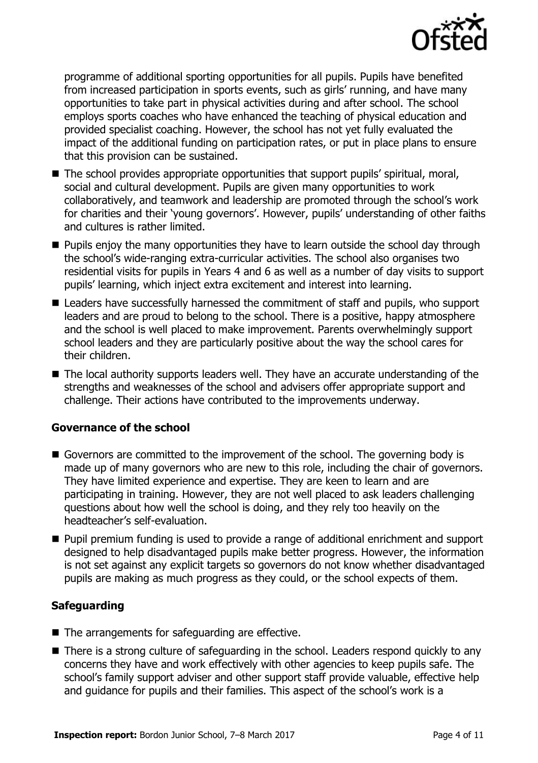programme of additional sporting opportunities for all pupils. Pupils have benefited from increased participation in sports events, such as girls' running, and have many opportunities to take part in physical activities during and after school. The school employs sports coaches who have enhanced the teaching of physical education and provided specialist coaching. However, the school has not yet fully evaluated the impact of the additional funding on participation rates, or put in place plans to ensure that this provision can be sustained.

- The school provides appropriate opportunities that support pupils' spiritual, moral, social and cultural development. Pupils are given many opportunities to work collaboratively, and teamwork and leadership are promoted through the school's work for charities and their 'young governors'. However, pupils' understanding of other faiths and cultures is rather limited.
- Pupils enjoy the many opportunities they have to learn outside the school day through the school's wide-ranging extra-curricular activities. The school also organises two residential visits for pupils in Years 4 and 6 as well as a number of day visits to support pupils' learning, which inject extra excitement and interest into learning.
- Leaders have successfully harnessed the commitment of staff and pupils, who support leaders and are proud to belong to the school. There is a positive, happy atmosphere and the school is well placed to make improvement. Parents overwhelmingly support school leaders and they are particularly positive about the way the school cares for their children.
- The local authority supports leaders well. They have an accurate understanding of the strengths and weaknesses of the school and advisers offer appropriate support and challenge. Their actions have contributed to the improvements underway.

### Governance of the school

- Governors are committed to the improvement of the school. The governing body is made up of many governors who are new to this role, including the chair of governors. They have limited experience and expertise. They are keen to learn and are participating in training. However, they are not well placed to ask leaders challenging questions about how well the school is doing, and they rely too heavily on the headteacher's self-evaluation.
- Pupil premium funding is used to provide a range of additional enrichment and support designed to help disadvantaged pupils make better progress. However, the information is not set against any explicit targets so governors do not know whether disadvantaged pupils are making as much progress as they could, or the school expects of them.

### Safeguarding

- The arrangements for safeguarding are effective.
- There is a strong culture of safeguarding in the school. Leaders respond quickly to any concerns they have and work effectively with other agencies to keep pupils safe. The school's family support adviser and other support staff provide valuable, effective help and guidance for pupils and their families. This aspect of the school's work is a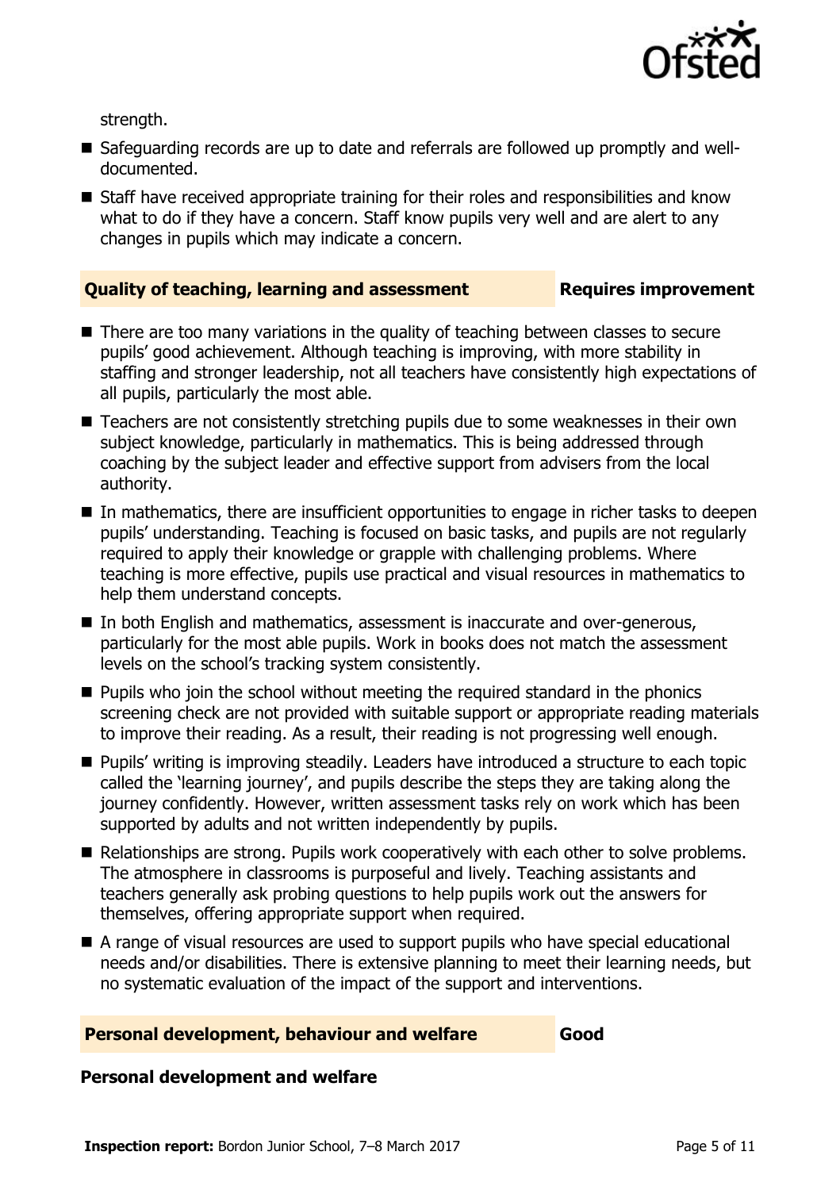strength.

- Safeguarding records are up to date and referrals are followed up promptly and well-documented.
- Staff have received appropriate training for their roles and responsibilities and know what to do if they have a concern. Staff know pupils very well and are alert to any changes in pupils which may indicate a concern.

## Quality of teaching, learning and assessment — Requires improvement

- There are too many variations in the quality of teaching between classes to secure pupils' good achievement. Although teaching is improving, with more stability in staffing and stronger leadership, not all teachers have consistently high expectations of all pupils, particularly the most able.
- Teachers are not consistently stretching pupils due to some weaknesses in their own subject knowledge, particularly in mathematics. This is being addressed through coaching by the subject leader and effective support from advisers from the local authority.
- In mathematics, there are insufficient opportunities to engage in richer tasks to deepen pupils' understanding. Teaching is focused on basic tasks, and pupils are not regularly required to apply their knowledge or grapple with challenging problems. Where teaching is more effective, pupils use practical and visual resources in mathematics to help them understand concepts.
- In both English and mathematics, assessment is inaccurate and over-generous, particularly for the most able pupils. Work in books does not match the assessment levels on the school's tracking system consistently.
- Pupils who join the school without meeting the required standard in the phonics screening check are not provided with suitable support or appropriate reading materials to improve their reading. As a result, their reading is not progressing well enough.
- Pupils' writing is improving steadily. Leaders have introduced a structure to each topic called the 'learning journey', and pupils describe the steps they are taking along the journey confidently. However, written assessment tasks rely on work which has been supported by adults and not written independently by pupils.
- Relationships are strong. Pupils work cooperatively with each other to solve problems. The atmosphere in classrooms is purposeful and lively. Teaching assistants and teachers generally ask probing questions to help pupils work out the answers for themselves, offering appropriate support when required.
- A range of visual resources are used to support pupils who have special educational needs and/or disabilities. There is extensive planning to meet their learning needs, but no systematic evaluation of the impact of the support and interventions.

## Personal development, behaviour and welfare — Good

### Personal development and welfare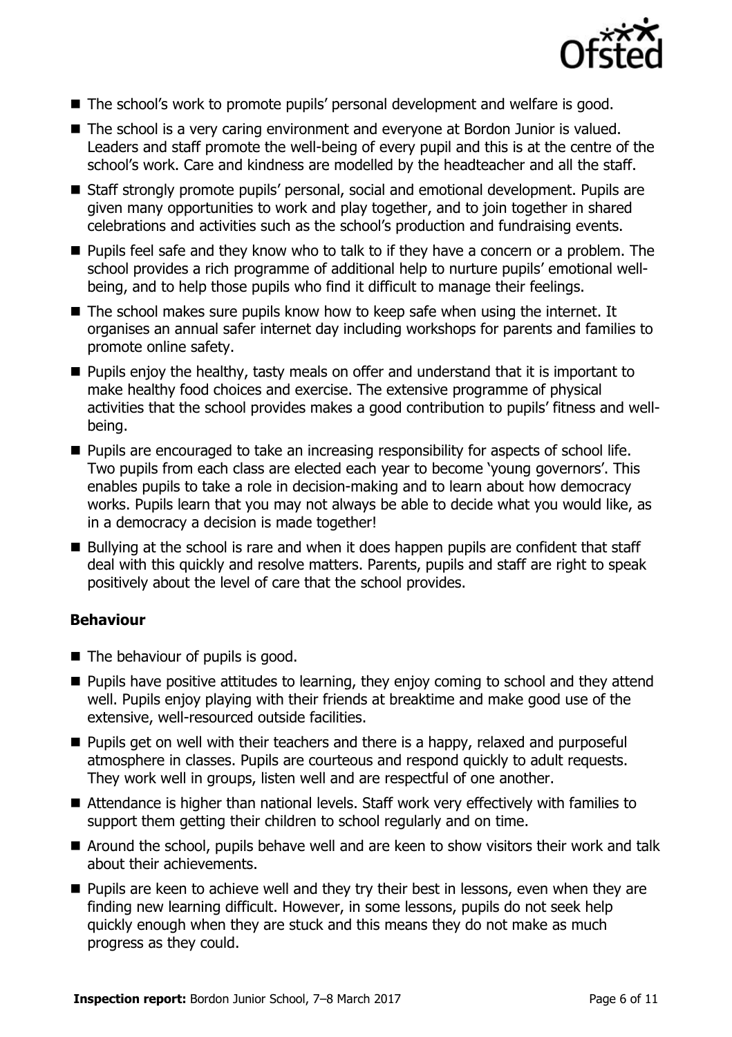- The school's work to promote pupils' personal development and welfare is good.
- The school is a very caring environment and everyone at Bordon Junior is valued. Leaders and staff promote the well-being of every pupil and this is at the centre of the school's work. Care and kindness are modelled by the headteacher and all the staff.
- Staff strongly promote pupils' personal, social and emotional development. Pupils are given many opportunities to work and play together, and to join together in shared celebrations and activities such as the school's production and fundraising events.
- Pupils feel safe and they know who to talk to if they have a concern or a problem. The school provides a rich programme of additional help to nurture pupils' emotional well-being, and to help those pupils who find it difficult to manage their feelings.
- The school makes sure pupils know how to keep safe when using the internet. It organises an annual safer internet day including workshops for parents and families to promote online safety.
- Pupils enjoy the healthy, tasty meals on offer and understand that it is important to make healthy food choices and exercise. The extensive programme of physical activities that the school provides makes a good contribution to pupils' fitness and well-being.
- Pupils are encouraged to take an increasing responsibility for aspects of school life. Two pupils from each class are elected each year to become 'young governors'. This enables pupils to take a role in decision-making and to learn about how democracy works. Pupils learn that you may not always be able to decide what you would like, as in a democracy a decision is made together!
- Bullying at the school is rare and when it does happen pupils are confident that staff deal with this quickly and resolve matters. Parents, pupils and staff are right to speak positively about the level of care that the school provides.

### Behaviour

- The behaviour of pupils is good.
- Pupils have positive attitudes to learning, they enjoy coming to school and they attend well. Pupils enjoy playing with their friends at breaktime and make good use of the extensive, well-resourced outside facilities.
- Pupils get on well with their teachers and there is a happy, relaxed and purposeful atmosphere in classes. Pupils are courteous and respond quickly to adult requests. They work well in groups, listen well and are respectful of one another.
- Attendance is higher than national levels. Staff work very effectively with families to support them getting their children to school regularly and on time.
- Around the school, pupils behave well and are keen to show visitors their work and talk about their achievements.
- Pupils are keen to achieve well and they try their best in lessons, even when they are finding new learning difficult. However, in some lessons, pupils do not seek help quickly enough when they are stuck and this means they do not make as much progress as they could.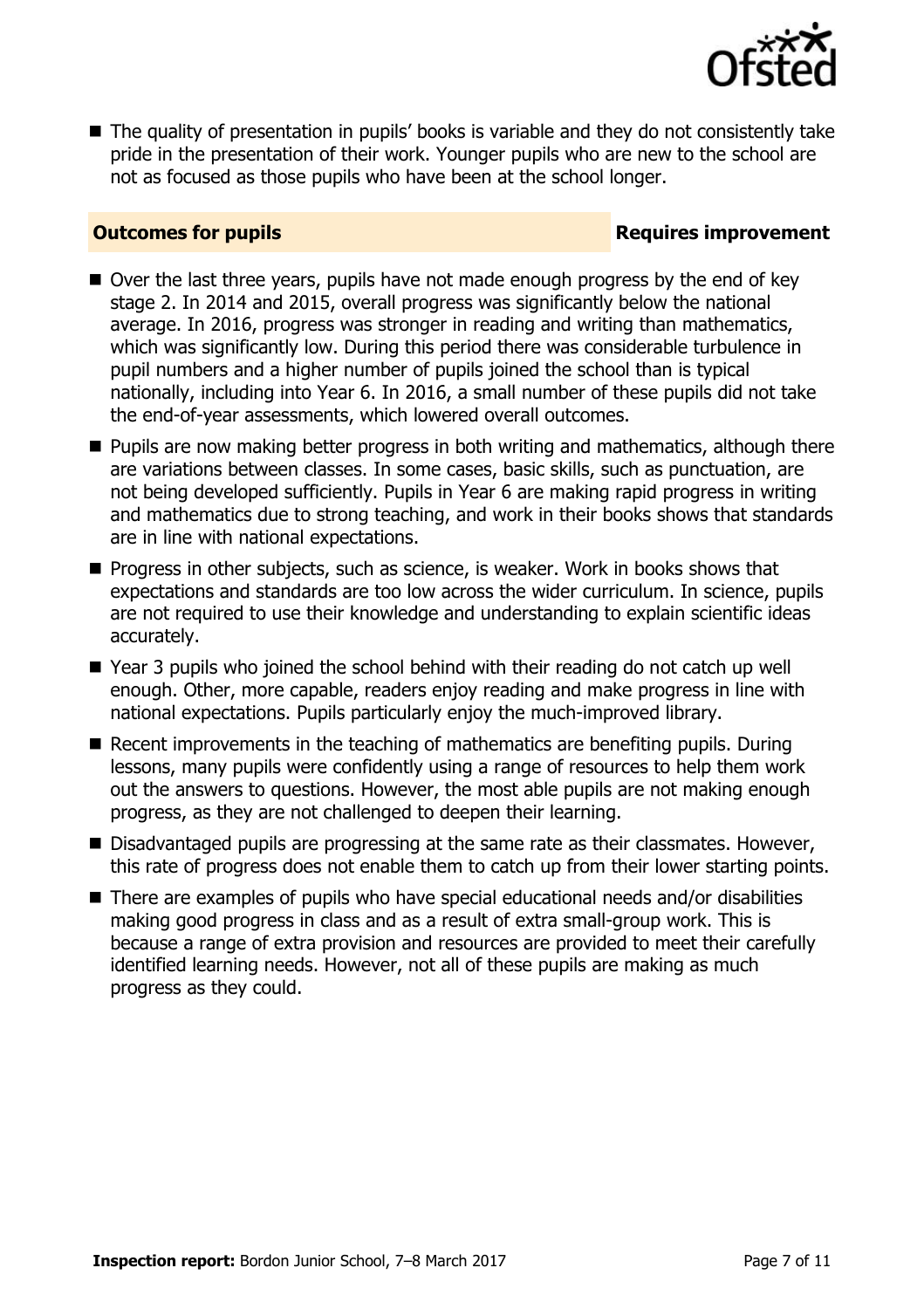- The quality of presentation in pupils' books is variable and they do not consistently take pride in the presentation of their work. Younger pupils who are new to the school are not as focused as those pupils who have been at the school longer.

## Outcomes for pupils — Requires improvement

- Over the last three years, pupils have not made enough progress by the end of key stage 2. In 2014 and 2015, overall progress was significantly below the national average. In 2016, progress was stronger in reading and writing than mathematics, which was significantly low. During this period there was considerable turbulence in pupil numbers and a higher number of pupils joined the school than is typical nationally, including into Year 6. In 2016, a small number of these pupils did not take the end-of-year assessments, which lowered overall outcomes.
- Pupils are now making better progress in both writing and mathematics, although there are variations between classes. In some cases, basic skills, such as punctuation, are not being developed sufficiently. Pupils in Year 6 are making rapid progress in writing and mathematics due to strong teaching, and work in their books shows that standards are in line with national expectations.
- Progress in other subjects, such as science, is weaker. Work in books shows that expectations and standards are too low across the wider curriculum. In science, pupils are not required to use their knowledge and understanding to explain scientific ideas accurately.
- Year 3 pupils who joined the school behind with their reading do not catch up well enough. Other, more capable, readers enjoy reading and make progress in line with national expectations. Pupils particularly enjoy the much-improved library.
- Recent improvements in the teaching of mathematics are benefiting pupils. During lessons, many pupils were confidently using a range of resources to help them work out the answers to questions. However, the most able pupils are not making enough progress, as they are not challenged to deepen their learning.
- Disadvantaged pupils are progressing at the same rate as their classmates. However, this rate of progress does not enable them to catch up from their lower starting points.
- There are examples of pupils who have special educational needs and/or disabilities making good progress in class and as a result of extra small-group work. This is because a range of extra provision and resources are provided to meet their carefully identified learning needs. However, not all of these pupils are making as much progress as they could.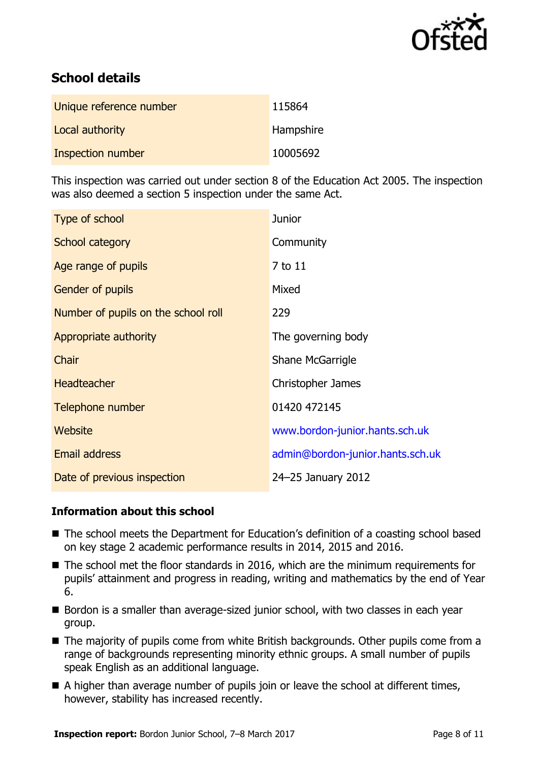## School details

| Unique reference number | 115864 |
| --- | --- |
| Local authority | Hampshire |
| Inspection number | 10005692 |

This inspection was carried out under section 8 of the Education Act 2005. The inspection was also deemed a section 5 inspection under the same Act.

| Type of school | Junior |
| --- | --- |
| School category | Community |
| Age range of pupils | 7 to 11 |
| Gender of pupils | Mixed |
| Number of pupils on the school roll | 229 |
| Appropriate authority | The governing body |
| Chair | Shane McGarrigle |
| Headteacher | Christopher James |
| Telephone number | 01420 472145 |
| Website | www.bordon-junior.hants.sch.uk |
| Email address | admin@bordon-junior.hants.sch.uk |
| Date of previous inspection | 24–25 January 2012 |

### Information about this school

- The school meets the Department for Education's definition of a coasting school based on key stage 2 academic performance results in 2014, 2015 and 2016.
- The school met the floor standards in 2016, which are the minimum requirements for pupils' attainment and progress in reading, writing and mathematics by the end of Year 6.
- Bordon is a smaller than average-sized junior school, with two classes in each year group.
- The majority of pupils come from white British backgrounds. Other pupils come from a range of backgrounds representing minority ethnic groups. A small number of pupils speak English as an additional language.
- A higher than average number of pupils join or leave the school at different times, however, stability has increased recently.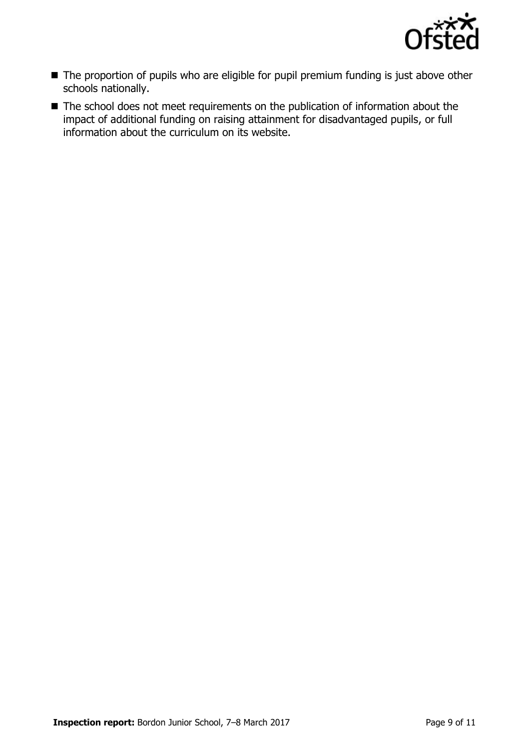- The proportion of pupils who are eligible for pupil premium funding is just above other schools nationally.
- The school does not meet requirements on the publication of information about the impact of additional funding on raising attainment for disadvantaged pupils, or full information about the curriculum on its website.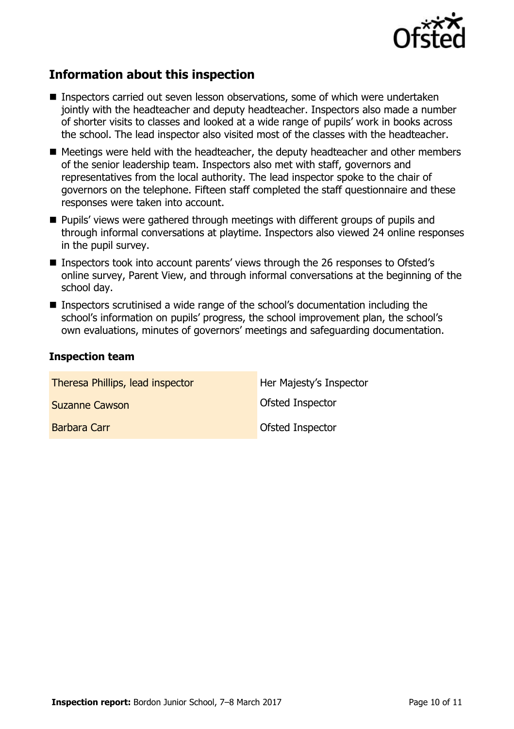## Information about this inspection

- Inspectors carried out seven lesson observations, some of which were undertaken jointly with the headteacher and deputy headteacher. Inspectors also made a number of shorter visits to classes and looked at a wide range of pupils' work in books across the school. The lead inspector also visited most of the classes with the headteacher.
- Meetings were held with the headteacher, the deputy headteacher and other members of the senior leadership team. Inspectors also met with staff, governors and representatives from the local authority. The lead inspector spoke to the chair of governors on the telephone. Fifteen staff completed the staff questionnaire and these responses were taken into account.
- Pupils' views were gathered through meetings with different groups of pupils and through informal conversations at playtime. Inspectors also viewed 24 online responses in the pupil survey.
- Inspectors took into account parents' views through the 26 responses to Ofsted's online survey, Parent View, and through informal conversations at the beginning of the school day.
- Inspectors scrutinised a wide range of the school's documentation including the school's information on pupils' progress, the school improvement plan, the school's own evaluations, minutes of governors' meetings and safeguarding documentation.

### Inspection team

| | |
|---|---|
| Theresa Phillips, lead inspector | Her Majesty's Inspector |
| Suzanne Cawson | Ofsted Inspector |
| Barbara Carr | Ofsted Inspector |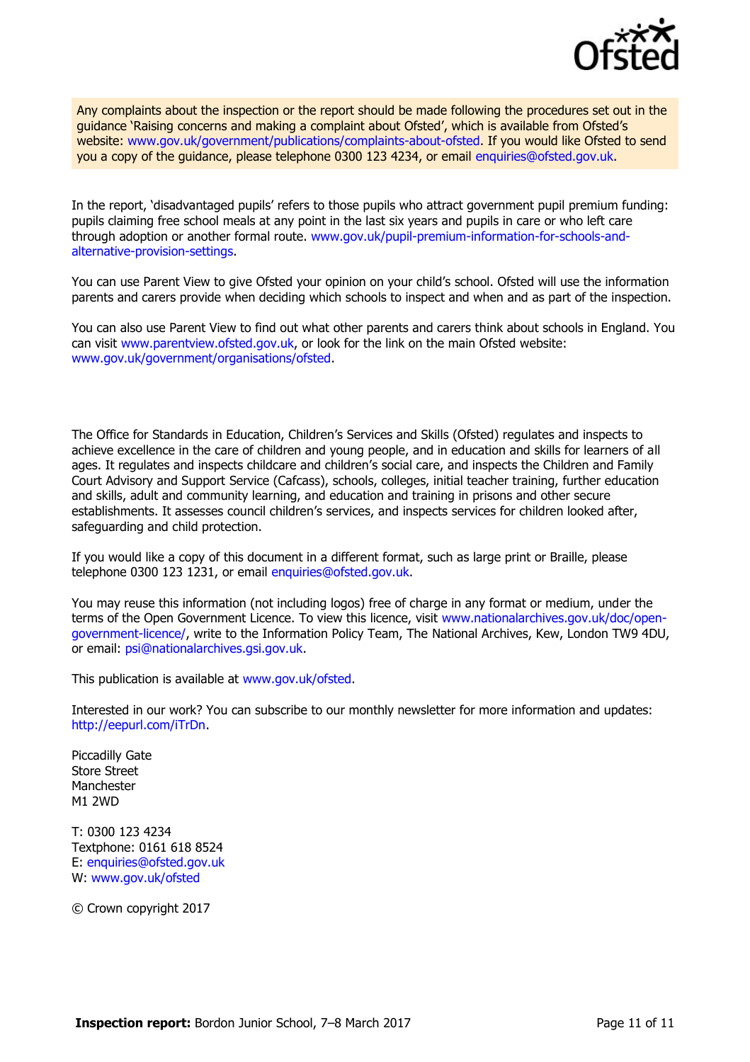Any complaints about the inspection or the report should be made following the procedures set out in the guidance 'Raising concerns and making a complaint about Ofsted', which is available from Ofsted's website: www.gov.uk/government/publications/complaints-about-ofsted. If you would like Ofsted to send you a copy of the guidance, please telephone 0300 123 4234, or email enquiries@ofsted.gov.uk.

In the report, 'disadvantaged pupils' refers to those pupils who attract government pupil premium funding: pupils claiming free school meals at any point in the last six years and pupils in care or who left care through adoption or another formal route. www.gov.uk/pupil-premium-information-for-schools-and-alternative-provision-settings.

You can use Parent View to give Ofsted your opinion on your child's school. Ofsted will use the information parents and carers provide when deciding which schools to inspect and when and as part of the inspection.

You can also use Parent View to find out what other parents and carers think about schools in England. You can visit www.parentview.ofsted.gov.uk, or look for the link on the main Ofsted website: www.gov.uk/government/organisations/ofsted.

The Office for Standards in Education, Children's Services and Skills (Ofsted) regulates and inspects to achieve excellence in the care of children and young people, and in education and skills for learners of all ages. It regulates and inspects childcare and children's social care, and inspects the Children and Family Court Advisory and Support Service (Cafcass), schools, colleges, initial teacher training, further education and skills, adult and community learning, and education and training in prisons and other secure establishments. It assesses council children's services, and inspects services for children looked after, safeguarding and child protection.

If you would like a copy of this document in a different format, such as large print or Braille, please telephone 0300 123 1231, or email enquiries@ofsted.gov.uk.

You may reuse this information (not including logos) free of charge in any format or medium, under the terms of the Open Government Licence. To view this licence, visit www.nationalarchives.gov.uk/doc/open-government-licence/, write to the Information Policy Team, The National Archives, Kew, London TW9 4DU, or email: psi@nationalarchives.gsi.gov.uk.

This publication is available at www.gov.uk/ofsted.

Interested in our work? You can subscribe to our monthly newsletter for more information and updates: http://eepurl.com/iTrDn.

Piccadilly Gate
Store Street
Manchester
M1 2WD

T: 0300 123 4234
Textphone: 0161 618 8524
E: enquiries@ofsted.gov.uk
W: www.gov.uk/ofsted

© Crown copyright 2017